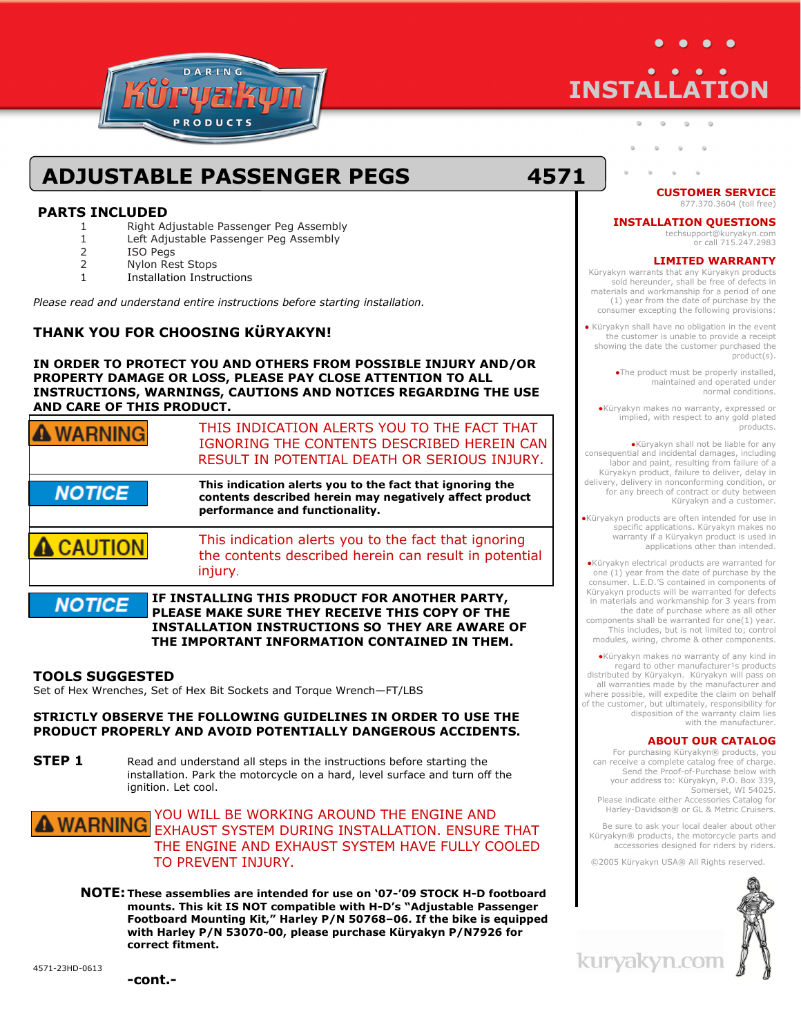# ADJUSTABLE PASSENGER PEGS 4571

**INSTALLATION**

## PARTS INCLUDED

| Qty | Part |
|---|---|
| 1 | Right Adjustable Passenger Peg Assembly |
| 1 | Left Adjustable Passenger Peg Assembly |
| 2 | ISO Pegs |
| 2 | Nylon Rest Stops |
| 1 | Installation Instructions |

*Please read and understand entire instructions before starting installation.*

**THANK YOU FOR CHOOSING KÜRYAKYN!**

**IN ORDER TO PROTECT YOU AND OTHERS FROM POSSIBLE INJURY AND/OR PROPERTY DAMAGE OR LOSS, PLEASE PAY CLOSE ATTENTION TO ALL INSTRUCTIONS, WARNINGS, CAUTIONS AND NOTICES REGARDING THE USE AND CARE OF THIS PRODUCT.**

| | |
|---|---|
| **⚠ WARNING** | THIS INDICATION ALERTS YOU TO THE FACT THAT IGNORING THE CONTENTS DESCRIBED HEREIN CAN RESULT IN POTENTIAL DEATH OR SERIOUS INJURY. |
| **NOTICE** | **This indication alerts you to the fact that ignoring the contents described herein may negatively affect product performance and functionality.** |
| **⚠ CAUTION** | This indication alerts you to the fact that ignoring the contents described herein can result in potential injury. |

**NOTICE** **IF INSTALLING THIS PRODUCT FOR ANOTHER PARTY, PLEASE MAKE SURE THEY RECEIVE THIS COPY OF THE INSTALLATION INSTRUCTIONS SO THEY ARE AWARE OF THE IMPORTANT INFORMATION CONTAINED IN THEM.**

## TOOLS SUGGESTED

Set of Hex Wrenches, Set of Hex Bit Sockets and Torque Wrench—FT/LBS

**STRICTLY OBSERVE THE FOLLOWING GUIDELINES IN ORDER TO USE THE PRODUCT PROPERLY AND AVOID POTENTIALLY DANGEROUS ACCIDENTS.**

**STEP 1** Read and understand all steps in the instructions before starting the installation. Park the motorcycle on a hard, level surface and turn off the ignition. Let cool.

**⚠ WARNING** YOU WILL BE WORKING AROUND THE ENGINE AND EXHAUST SYSTEM DURING INSTALLATION. ENSURE THAT THE ENGINE AND EXHAUST SYSTEM HAVE FULLY COOLED TO PREVENT INJURY.

**NOTE:** **These assemblies are intended for use on '07-'09 STOCK H-D footboard mounts. This kit IS NOT compatible with H-D's "Adjustable Passenger Footboard Mounting Kit," Harley P/N 50768–06. If the bike is equipped with Harley P/N 53070-00, please purchase Küryakyn P/N7926 for correct fitment.**

4571-23HD-0613

**-cont.-**

### CUSTOMER SERVICE
877.370.3604 (toll free)

### INSTALLATION QUESTIONS
techsupport@kuryakyn.com
or call 715.247.2983

### LIMITED WARRANTY
Küryakyn warrants that any Küryakyn products sold hereunder, shall be free of defects in materials and workmanship for a period of one (1) year from the date of purchase by the consumer excepting the following provisions:

- Küryakyn shall have no obligation in the event the customer is unable to provide a receipt showing the date the customer purchased the product(s).
- The product must be properly installed, maintained and operated under normal conditions.
- Küryakyn makes no warranty, expressed or implied, with respect to any gold plated products.
- Küryakyn shall not be liable for any consequential and incidental damages, including labor and paint, resulting from failure of a Küryakyn product, failure to deliver, delay in delivery, delivery in nonconforming condition, or for any breech of contract or duty between Küryakyn and a customer.
- Küryakyn products are often intended for use in specific applications. Küryakyn makes no warranty if a Küryakyn product is used in applications other than intended.
- Küryakyn electrical products are warranted for one (1) year from the date of purchase by the consumer. L.E.D.'S contained in components of Küryakyn products will be warranted for defects in materials and workmanship for 3 years from the date of purchase where as all other components shall be warranted for one(1) year. This includes, but is not limited to; control modules, wiring, chrome & other components.
- Küryakyn makes no warranty of any kind in regard to other manufacturer's products distributed by Küryakyn. Küryakyn will pass on all warranties made by the manufacturer and where possible, will expedite the claim on behalf of the customer, but ultimately, responsibility for disposition of the warranty claim lies with the manufacturer.

### ABOUT OUR CATALOG
For purchasing Küryakyn® products, you can receive a complete catalog free of charge. Send the Proof-of-Purchase below with your address to: Küryakyn, P.O. Box 339, Somerset, WI 54025. Please indicate either Accessories Catalog for Harley-Davidson® or GL & Metric Cruisers.

Be sure to ask your local dealer about other Küryakyn® products, the motorcycle parts and accessories designed for riders by riders.

©2005 Küryakyn USA® All Rights reserved.

kuryakyn.com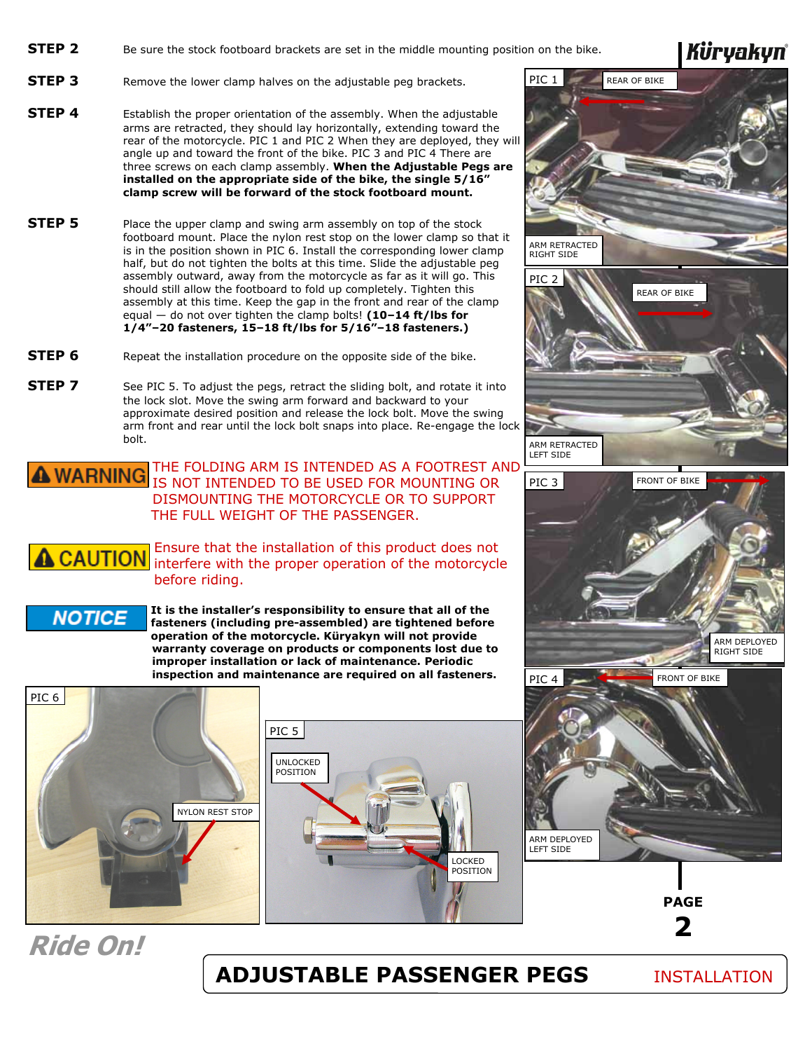**STEP 2** Be sure the stock footboard brackets are set in the middle mounting position on the bike.

**STEP 3** Remove the lower clamp halves on the adjustable peg brackets.

**STEP 4** Establish the proper orientation of the assembly. When the adjustable arms are retracted, they should lay horizontally, extending toward the rear of the motorcycle. PIC 1 and PIC 2 When they are deployed, they will angle up and toward the front of the bike. PIC 3 and PIC 4 There are three screws on each clamp assembly. **When the Adjustable Pegs are installed on the appropriate side of the bike, the single 5/16" clamp screw will be forward of the stock footboard mount.**

**STEP 5** Place the upper clamp and swing arm assembly on top of the stock footboard mount. Place the nylon rest stop on the lower clamp so that it is in the position shown in PIC 6. Install the corresponding lower clamp half, but do not tighten the bolts at this time. Slide the adjustable peg assembly outward, away from the motorcycle as far as it will go. This should still allow the footboard to fold up completely. Tighten this assembly at this time. Keep the gap in the front and rear of the clamp equal — do not over tighten the clamp bolts! **(10–14 ft/lbs for 1/4"–20 fasteners, 15–18 ft/lbs for 5/16"–18 fasteners.)**

**STEP 6** Repeat the installation procedure on the opposite side of the bike.

**STEP 7** See PIC 5. To adjust the pegs, retract the sliding bolt, and rotate it into the lock slot. Move the swing arm forward and backward to your approximate desired position and release the lock bolt. Move the swing arm front and rear until the lock bolt snaps into place. Re-engage the lock bolt.

**⚠ WARNING** THE FOLDING ARM IS INTENDED AS A FOOTREST AND IS NOT INTENDED TO BE USED FOR MOUNTING OR DISMOUNTING THE MOTORCYCLE OR TO SUPPORT THE FULL WEIGHT OF THE PASSENGER.

**⚠ CAUTION** Ensure that the installation of this product does not interfere with the proper operation of the motorcycle before riding.

**NOTICE** **It is the installer's responsibility to ensure that all of the fasteners (including pre-assembled) are tightened before operation of the motorcycle. Küryakyn will not provide warranty coverage on products or components lost due to improper installation or lack of maintenance. Periodic inspection and maintenance are required on all fasteners.**

PIC 1
REAR OF BIKE
ARM RETRACTED RIGHT SIDE

PIC 2
REAR OF BIKE
ARM RETRACTED LEFT SIDE

PIC 3
FRONT OF BIKE
ARM DEPLOYED RIGHT SIDE

PIC 4
FRONT OF BIKE
ARM DEPLOYED LEFT SIDE

PIC 5
UNLOCKED POSITION
LOCKED POSITION

PIC 6
NYLON REST STOP

*Ride On!*

**ADJUSTABLE PASSENGER PEGS** INSTALLATION